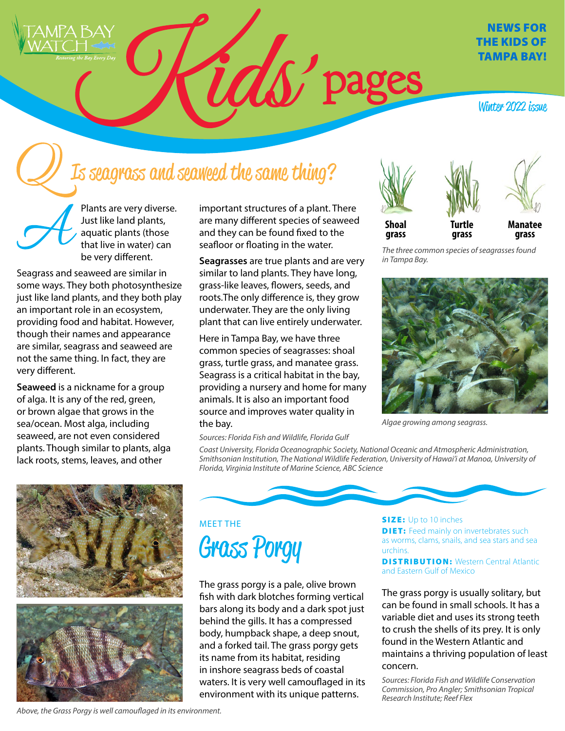# Kids' pages

**NEWS FOR THE KIDS OF TAMPA BAY!**

Winter 2022 issue

## Q: Is seagrass and seaweed the same thing?

**A:** Plants are very diverse. Just like land plants, aquatic plants (those that live in water) can be very different.

Seagrass and seaweed are similar in some ways. They both photosynthesize just like land plants, and they both play an important role in an ecosystem, providing food and habitat. However, though their names and appearance are similar, seagrass and seaweed are not the same thing. In fact, they are very different.

**Seaweed** is a nickname for a group of alga. It is any of the red, green, or brown algae that grows in the sea/ocean. Most alga, including seaweed, are not even considered plants. Though similar to plants, alga lack roots, stems, leaves, and other important structures of a plant. There are many different species of seaweed and they can be found fixed to the seafloor or floating in the water.

**Seagrasses** are true plants and are very similar to land plants. They have long, grass-like leaves, flowers, seeds, and roots.The only difference is, they grow underwater. They are the only living plant that can live entirely underwater.

Here in Tampa Bay, we have three common species of seagrasses: shoal grass, turtle grass, and manatee grass. Seagrass is a critical habitat in the bay, providing a nursery and home for many animals. It is also an important food source and improves water quality in the bay.

*Sources: Florida Fish and Wildlife, Florida Gulf Coast University, Florida Oceanographic Society, National Oceanic and Atmospheric Administration, Smithsonian Institution, The National Wildlife Federation, University of Hawai'i at Manoa, University of Florida, Virginia Institute of Marine Science, ABC Science*

**Shoal grass** **Turtle grass** **Manatee grass**

*The three common species of seagrasses found in Tampa Bay.*

*Algae growing among seagrass.*

MEET THE

## Grass Porgy

The grass porgy is a pale, olive brown fish with dark blotches forming vertical bars along its body and a dark spot just behind the gills. It has a compressed body, humpback shape, a deep snout, and a forked tail. The grass porgy gets its name from its habitat, residing in inshore seagrass beds of coastal waters. It is very well camouflaged in its environment with its unique patterns.

**SIZE:** Up to 10 inches
**DIET:** Feed mainly on invertebrates such as worms, clams, snails, and sea stars and sea urchins.
**DISTRIBUTION:** Western Central Atlantic and Eastern Gulf of Mexico

The grass porgy is usually solitary, but can be found in small schools. It has a variable diet and uses its strong teeth to crush the shells of its prey. It is only found in the Western Atlantic and maintains a thriving population of least concern.

*Sources: Florida Fish and Wildlife Conservation Commission, Pro Angler; Smithsonian Tropical Research Institute; Reef Flex*

*Above, the Grass Porgy is well camouflaged in its environment.*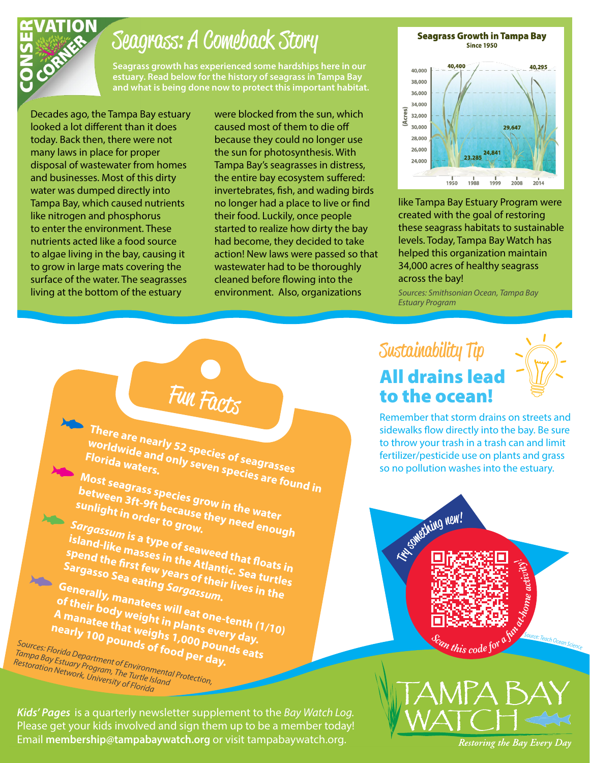CONSERVATION CORNER

# Seagrass: A Comeback Story

**Seagrass growth has experienced some hardships here in our estuary. Read below for the history of seagrass in Tampa Bay and what is being done now to protect this important habitat.**

Decades ago, the Tampa Bay estuary looked a lot different than it does today. Back then, there were not many laws in place for proper disposal of wastewater from homes and businesses. Most of this dirty water was dumped directly into Tampa Bay, which caused nutrients like nitrogen and phosphorus to enter the environment. These nutrients acted like a food source to algae living in the bay, causing it to grow in large mats covering the surface of the water. The seagrasses living at the bottom of the estuary were blocked from the sun, which caused most of them to die off because they could no longer use the sun for photosynthesis. With Tampa Bay's seagrasses in distress, the entire bay ecosystem suffered: invertebrates, fish, and wading birds no longer had a place to live or find their food. Luckily, once people started to realize how dirty the bay had become, they decided to take action! New laws were passed so that wastewater had to be thoroughly cleaned before flowing into the environment. Also, organizations like Tampa Bay Estuary Program were created with the goal of restoring these seagrass habitats to sustainable levels. Today, Tampa Bay Watch has helped this organization maintain 34,000 acres of healthy seagrass across the bay!

**Seagrass Growth in Tampa Bay**
**Since 1950**

(Acres)
40,000
38,000
36,000
34,000
32,000
30,000
28,000
26,000
24,000

40,400
23,285
24,841
29,647
40,295

1950
1988
1999
2008
2014

*Sources: Smithsonian Ocean, Tampa Bay Estuary Program*

## Fun Facts

- **There are nearly 52 species of seagrasses worldwide and only seven species are found in Florida waters.**
- **Most seagrass species grow in the water between 3ft-9ft because they need enough sunlight in order to grow.**
- ***Sargassum* is a type of seaweed that floats in island-like masses in the Atlantic. Sea turtles spend the first few years of their lives in the Sargasso Sea eating *Sargassum*.**
- **Generally, manatees will eat one-tenth (1/10) of their body weight in plants every day. A manatee that weighs 1,000 pounds eats nearly 100 pounds of food per day.**

*Sources: Florida Department of Environmental Protection, Tampa Bay Estuary Program, The Turtle Island Restoration Network, University of Florida*

## Sustainability Tip

### All drains lead to the ocean!

Remember that storm drains on streets and sidewalks flow directly into the bay. Be sure to throw your trash in a trash can and limit fertilizer/pesticide use on plants and grass so no pollution washes into the estuary.

*Try something new!*

*Scan this code for a fun at-home activity!*

*Source: Teach Ocean Science*

***Kids' Pages*** is a quarterly newsletter supplement to the *Bay Watch Log.* Please get your kids involved and sign them up to be a member today! Email **membership@tampabaywatch.org** or visit tampabaywatch.org.

TAMPA BAY WATCH

*Restoring the Bay Every Day*